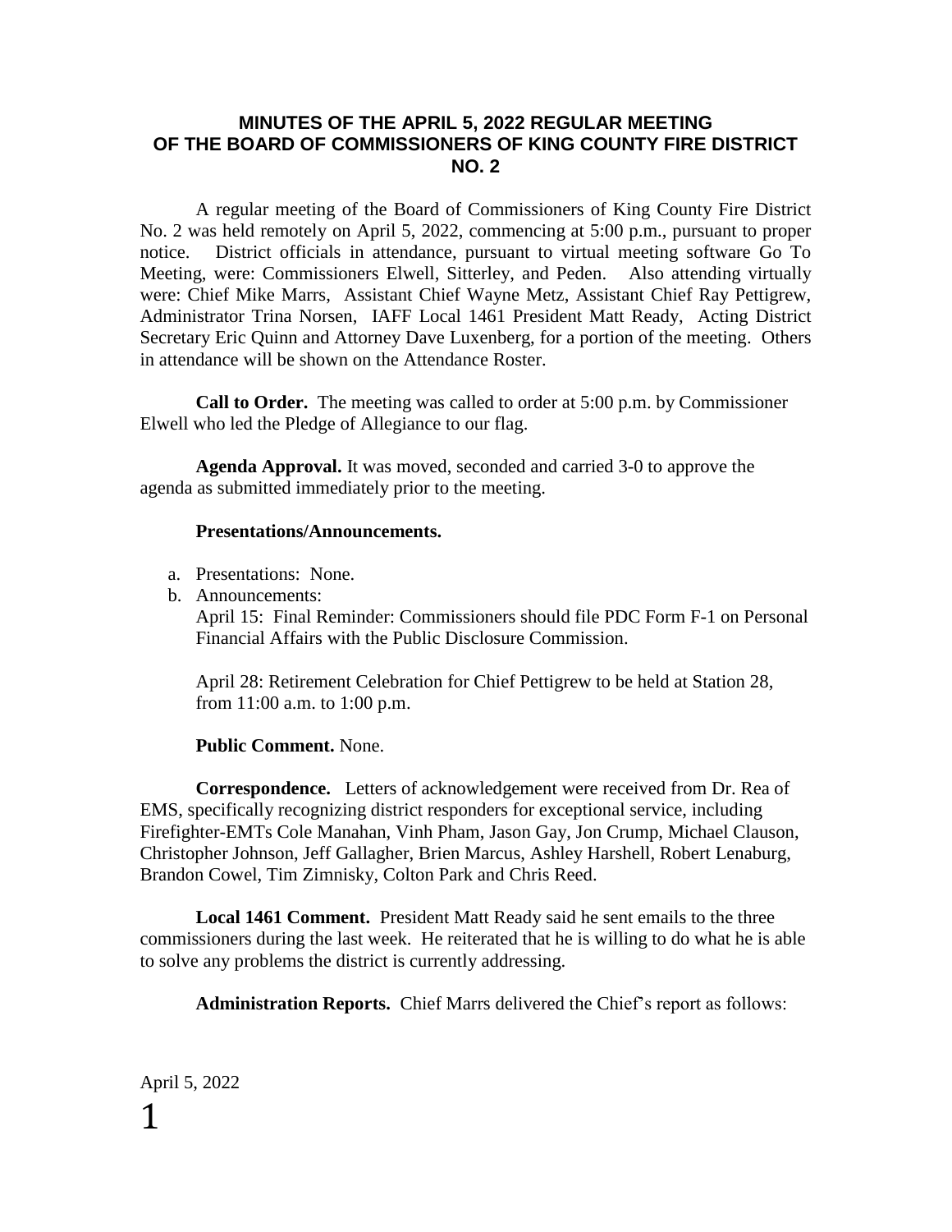# MINUTES OF THE APRIL 5, 2022 REGULAR MEETING OF THE BOARD OF COMMISSIONERS OF KING COUNTY FIRE DISTRICT NO. 2

A regular meeting of the Board of Commissioners of King County Fire District No. 2 was held remotely on April 5, 2022, commencing at 5:00 p.m., pursuant to proper notice. District officials in attendance, pursuant to virtual meeting software Go To Meeting, were: Commissioners Elwell, Sitterley, and Peden. Also attending virtually were: Chief Mike Marrs, Assistant Chief Wayne Metz, Assistant Chief Ray Pettigrew, Administrator Trina Norsen, IAFF Local 1461 President Matt Ready, Acting District Secretary Eric Quinn and Attorney Dave Luxenberg, for a portion of the meeting. Others in attendance will be shown on the Attendance Roster.

**Call to Order.** The meeting was called to order at 5:00 p.m. by Commissioner Elwell who led the Pledge of Allegiance to our flag.

**Agenda Approval.** It was moved, seconded and carried 3-0 to approve the agenda as submitted immediately prior to the meeting.

**Presentations/Announcements.**

a. Presentations: None.
b. Announcements:
   April 15: Final Reminder: Commissioners should file PDC Form F-1 on Personal Financial Affairs with the Public Disclosure Commission.

   April 28: Retirement Celebration for Chief Pettigrew to be held at Station 28, from 11:00 a.m. to 1:00 p.m.

**Public Comment.** None.

**Correspondence.** Letters of acknowledgement were received from Dr. Rea of EMS, specifically recognizing district responders for exceptional service, including Firefighter-EMTs Cole Manahan, Vinh Pham, Jason Gay, Jon Crump, Michael Clauson, Christopher Johnson, Jeff Gallagher, Brien Marcus, Ashley Harshell, Robert Lenaburg, Brandon Cowel, Tim Zimnisky, Colton Park and Chris Reed.

**Local 1461 Comment.** President Matt Ready said he sent emails to the three commissioners during the last week. He reiterated that he is willing to do what he is able to solve any problems the district is currently addressing.

**Administration Reports.** Chief Marrs delivered the Chief's report as follows: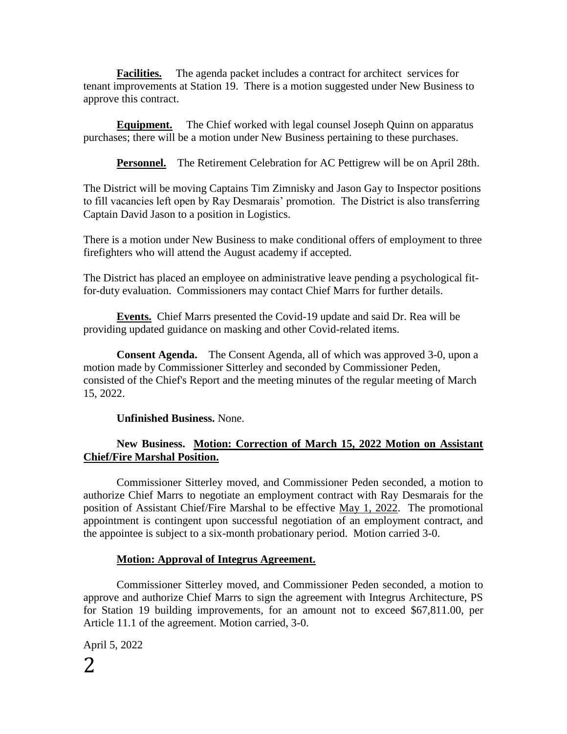**Facilities.** The agenda packet includes a contract for architect services for tenant improvements at Station 19. There is a motion suggested under New Business to approve this contract.

**Equipment.** The Chief worked with legal counsel Joseph Quinn on apparatus purchases; there will be a motion under New Business pertaining to these purchases.

**Personnel.** The Retirement Celebration for AC Pettigrew will be on April 28th.

The District will be moving Captains Tim Zimnisky and Jason Gay to Inspector positions to fill vacancies left open by Ray Desmarais' promotion. The District is also transferring Captain David Jason to a position in Logistics.

There is a motion under New Business to make conditional offers of employment to three firefighters who will attend the August academy if accepted.

The District has placed an employee on administrative leave pending a psychological fit-for-duty evaluation. Commissioners may contact Chief Marrs for further details.

**Events.** Chief Marrs presented the Covid-19 update and said Dr. Rea will be providing updated guidance on masking and other Covid-related items.

**Consent Agenda.** The Consent Agenda, all of which was approved 3-0, upon a motion made by Commissioner Sitterley and seconded by Commissioner Peden, consisted of the Chief's Report and the meeting minutes of the regular meeting of March 15, 2022.

**Unfinished Business.** None.

**New Business.** **Motion: Correction of March 15, 2022 Motion on Assistant Chief/Fire Marshal Position.**

Commissioner Sitterley moved, and Commissioner Peden seconded, a motion to authorize Chief Marrs to negotiate an employment contract with Ray Desmarais for the position of Assistant Chief/Fire Marshal to be effective May 1, 2022. The promotional appointment is contingent upon successful negotiation of an employment contract, and the appointee is subject to a six-month probationary period. Motion carried 3-0.

**Motion: Approval of Integrus Agreement.**

Commissioner Sitterley moved, and Commissioner Peden seconded, a motion to approve and authorize Chief Marrs to sign the agreement with Integrus Architecture, PS for Station 19 building improvements, for an amount not to exceed $67,811.00, per Article 11.1 of the agreement. Motion carried, 3-0.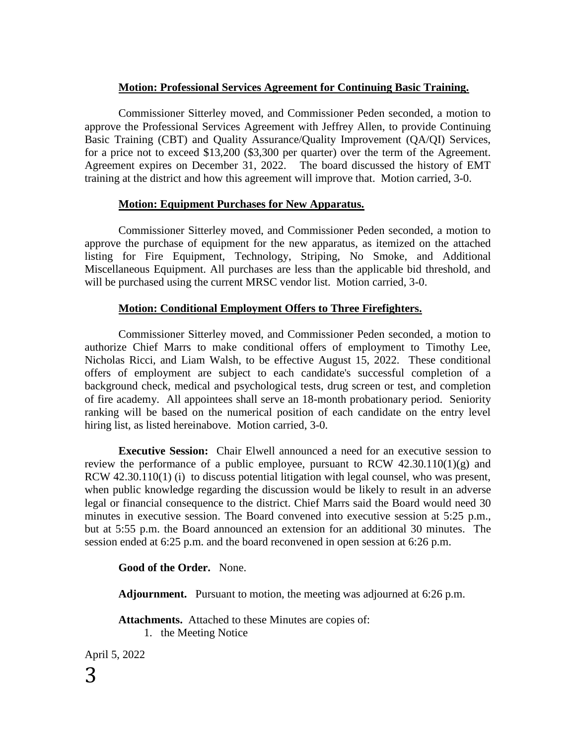**Motion: Professional Services Agreement for Continuing Basic Training.**

Commissioner Sitterley moved, and Commissioner Peden seconded, a motion to approve the Professional Services Agreement with Jeffrey Allen, to provide Continuing Basic Training (CBT) and Quality Assurance/Quality Improvement (QA/QI) Services, for a price not to exceed $13,200 ($3,300 per quarter) over the term of the Agreement. Agreement expires on December 31, 2022. The board discussed the history of EMT training at the district and how this agreement will improve that. Motion carried, 3-0.

**Motion: Equipment Purchases for New Apparatus.**

Commissioner Sitterley moved, and Commissioner Peden seconded, a motion to approve the purchase of equipment for the new apparatus, as itemized on the attached listing for Fire Equipment, Technology, Striping, No Smoke, and Additional Miscellaneous Equipment. All purchases are less than the applicable bid threshold, and will be purchased using the current MRSC vendor list. Motion carried, 3-0.

**Motion: Conditional Employment Offers to Three Firefighters.**

Commissioner Sitterley moved, and Commissioner Peden seconded, a motion to authorize Chief Marrs to make conditional offers of employment to Timothy Lee, Nicholas Ricci, and Liam Walsh, to be effective August 15, 2022. These conditional offers of employment are subject to each candidate's successful completion of a background check, medical and psychological tests, drug screen or test, and completion of fire academy. All appointees shall serve an 18-month probationary period. Seniority ranking will be based on the numerical position of each candidate on the entry level hiring list, as listed hereinabove. Motion carried, 3-0.

**Executive Session:** Chair Elwell announced a need for an executive session to review the performance of a public employee, pursuant to RCW 42.30.110(1)(g) and RCW 42.30.110(1) (i) to discuss potential litigation with legal counsel, who was present, when public knowledge regarding the discussion would be likely to result in an adverse legal or financial consequence to the district. Chief Marrs said the Board would need 30 minutes in executive session. The Board convened into executive session at 5:25 p.m., but at 5:55 p.m. the Board announced an extension for an additional 30 minutes. The session ended at 6:25 p.m. and the board reconvened in open session at 6:26 p.m.

**Good of the Order.** None.

**Adjournment.** Pursuant to motion, the meeting was adjourned at 6:26 p.m.

**Attachments.** Attached to these Minutes are copies of:

1. the Meeting Notice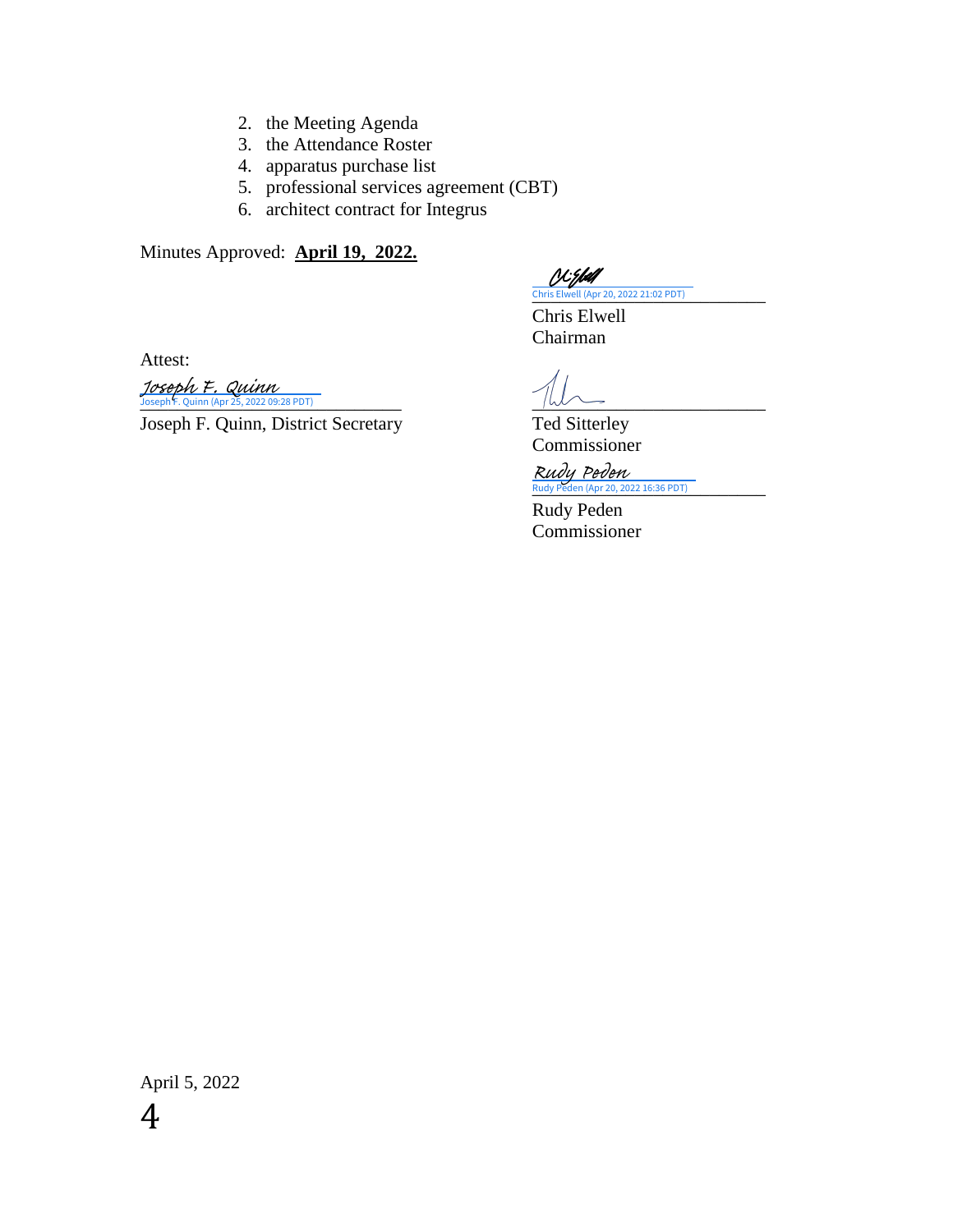2. the Meeting Agenda
3. the Attendance Roster
4. apparatus purchase list
5. professional services agreement (CBT)
6. architect contract for Integrus

Minutes Approved: **April 19, 2022.**

Chris Elwell (Apr 20, 2022 21:02 PDT)

Chris Elwell
Chairman

Attest:

Joseph F. Quinn
Joseph F. Quinn (Apr 25, 2022 09:28 PDT)

Joseph F. Quinn, District Secretary

Ted Sitterley
Commissioner

Rudy Peden
Rudy Peden (Apr 20, 2022 16:36 PDT)

Rudy Peden
Commissioner

April 5, 2022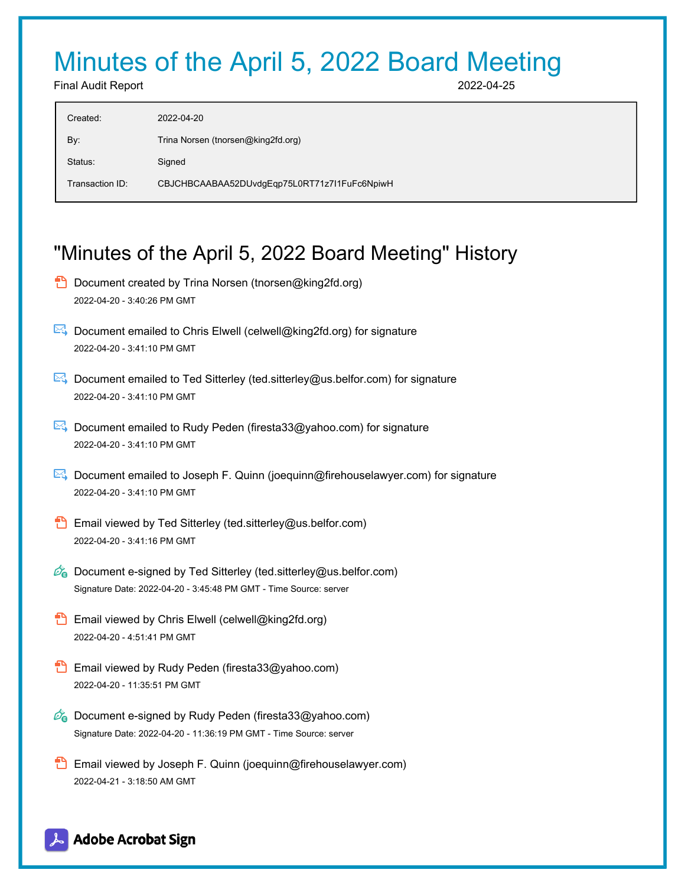# Minutes of the April 5, 2022 Board Meeting

Final Audit Report 2022-04-25

| | |
|---|---|
| Created: | 2022-04-20 |
| By: | Trina Norsen (tnorsen@king2fd.org) |
| Status: | Signed |
| Transaction ID: | CBJCHBCAABAA52DUvdgEqp75L0RT71z7I1FuFc6NpiwH |

## "Minutes of the April 5, 2022 Board Meeting" History

- Document created by Trina Norsen (tnorsen@king2fd.org)
  2022-04-20 - 3:40:26 PM GMT

- Document emailed to Chris Elwell (celwell@king2fd.org) for signature
  2022-04-20 - 3:41:10 PM GMT

- Document emailed to Ted Sitterley (ted.sitterley@us.belfor.com) for signature
  2022-04-20 - 3:41:10 PM GMT

- Document emailed to Rudy Peden (firesta33@yahoo.com) for signature
  2022-04-20 - 3:41:10 PM GMT

- Document emailed to Joseph F. Quinn (joequinn@firehouselawyer.com) for signature
  2022-04-20 - 3:41:10 PM GMT

- Email viewed by Ted Sitterley (ted.sitterley@us.belfor.com)
  2022-04-20 - 3:41:16 PM GMT

- Document e-signed by Ted Sitterley (ted.sitterley@us.belfor.com)
  Signature Date: 2022-04-20 - 3:45:48 PM GMT - Time Source: server

- Email viewed by Chris Elwell (celwell@king2fd.org)
  2022-04-20 - 4:51:41 PM GMT

- Email viewed by Rudy Peden (firesta33@yahoo.com)
  2022-04-20 - 11:35:51 PM GMT

- Document e-signed by Rudy Peden (firesta33@yahoo.com)
  Signature Date: 2022-04-20 - 11:36:19 PM GMT - Time Source: server

- Email viewed by Joseph F. Quinn (joequinn@firehouselawyer.com)
  2022-04-21 - 3:18:50 AM GMT

Adobe Acrobat Sign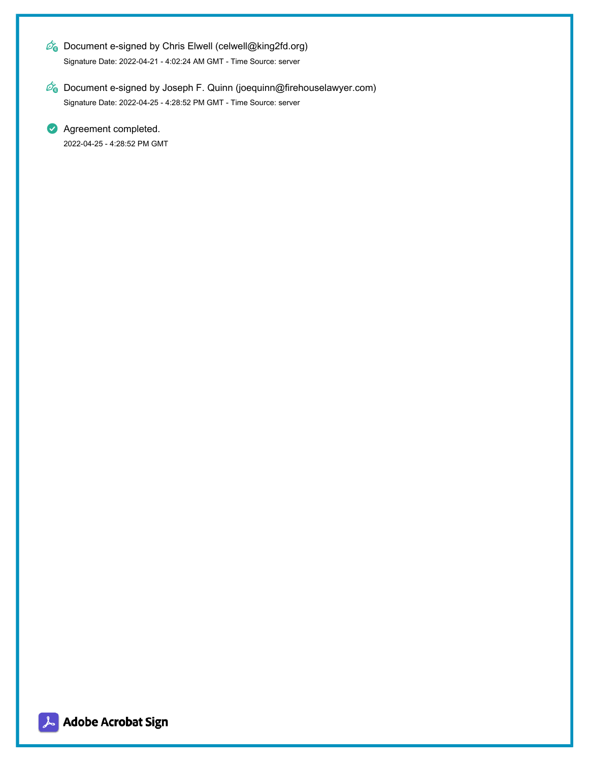Document e-signed by Chris Elwell (celwell@king2fd.org)

Signature Date: 2022-04-21 - 4:02:24 AM GMT - Time Source: server

Document e-signed by Joseph F. Quinn (joequinn@firehouselawyer.com)

Signature Date: 2022-04-25 - 4:28:52 PM GMT - Time Source: server

Agreement completed.

2022-04-25 - 4:28:52 PM GMT

Adobe Acrobat Sign